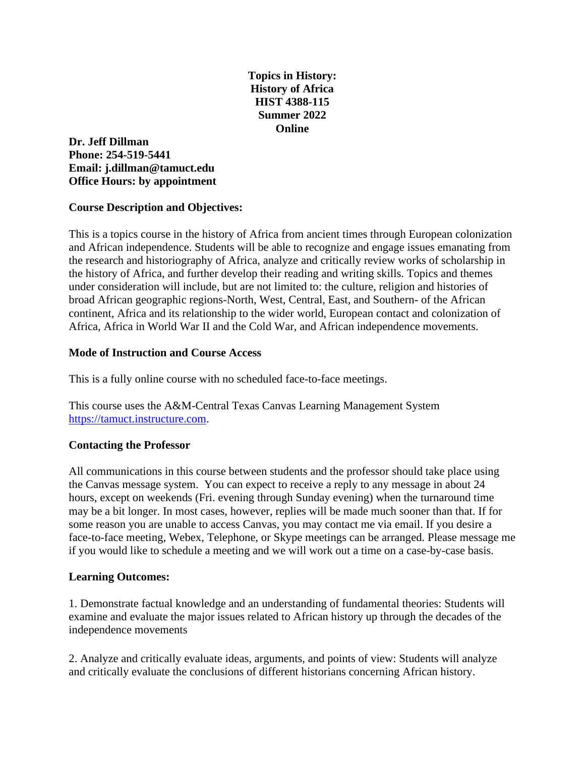**Topics in History:**
**History of Africa**
**HIST 4388-115**
**Summer 2022**
**Online**

**Dr. Jeff Dillman**
**Phone: 254-519-5441**
**Email: j.dillman@tamuct.edu**
**Office Hours: by appointment**

**Course Description and Objectives:**

This is a topics course in the history of Africa from ancient times through European colonization and African independence. Students will be able to recognize and engage issues emanating from the research and historiography of Africa, analyze and critically review works of scholarship in the history of Africa, and further develop their reading and writing skills. Topics and themes under consideration will include, but are not limited to: the culture, religion and histories of broad African geographic regions-North, West, Central, East, and Southern- of the African continent, Africa and its relationship to the wider world, European contact and colonization of Africa, Africa in World War II and the Cold War, and African independence movements.

**Mode of Instruction and Course Access**

This is a fully online course with no scheduled face-to-face meetings.

This course uses the A&M-Central Texas Canvas Learning Management System [https://tamuct.instructure.com](https://tamuct.instructure.com).

**Contacting the Professor**

All communications in this course between students and the professor should take place using the Canvas message system. You can expect to receive a reply to any message in about 24 hours, except on weekends (Fri. evening through Sunday evening) when the turnaround time may be a bit longer. In most cases, however, replies will be made much sooner than that. If for some reason you are unable to access Canvas, you may contact me via email. If you desire a face-to-face meeting, Webex, Telephone, or Skype meetings can be arranged. Please message me if you would like to schedule a meeting and we will work out a time on a case-by-case basis.

**Learning Outcomes:**

1. Demonstrate factual knowledge and an understanding of fundamental theories: Students will examine and evaluate the major issues related to African history up through the decades of the independence movements

2. Analyze and critically evaluate ideas, arguments, and points of view: Students will analyze and critically evaluate the conclusions of different historians concerning African history.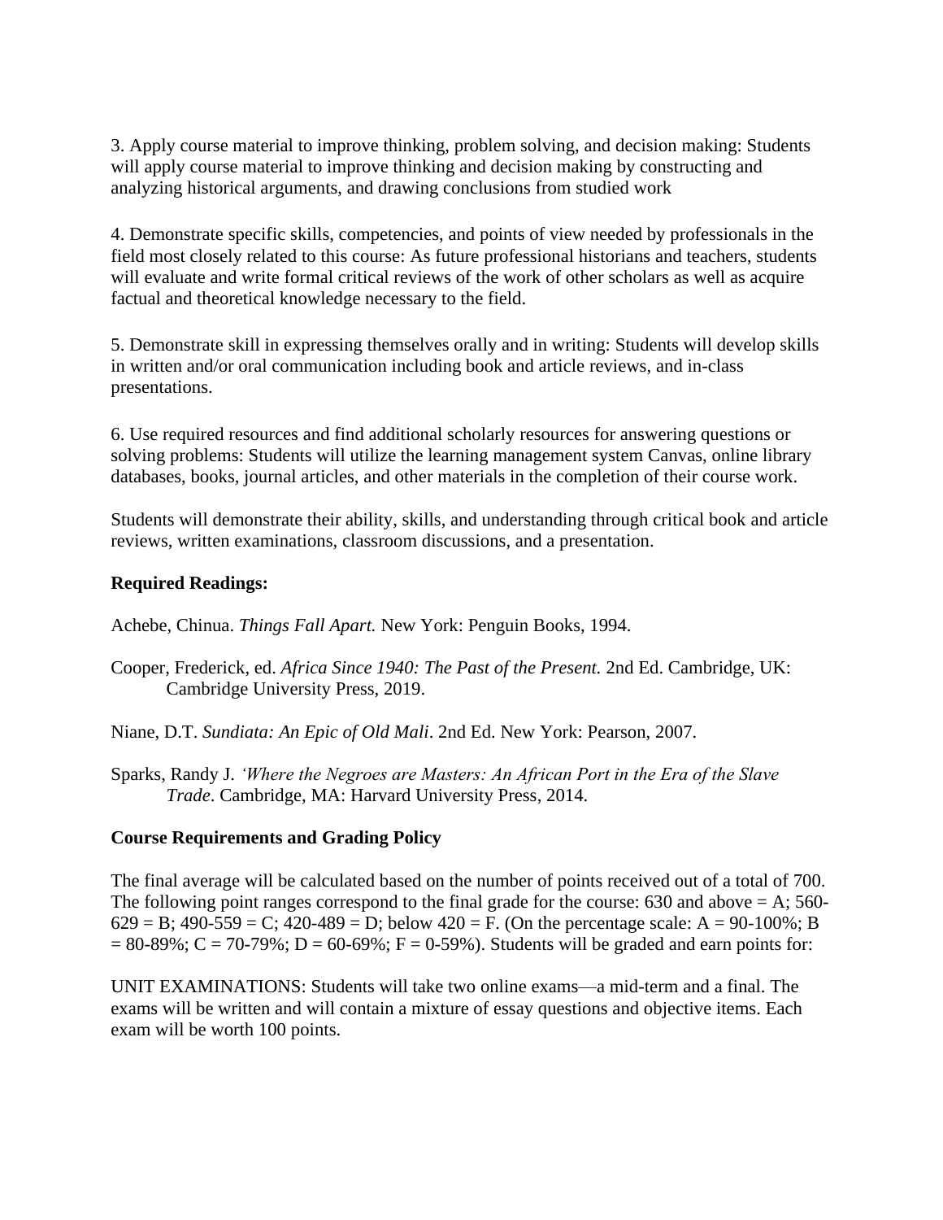3. Apply course material to improve thinking, problem solving, and decision making: Students will apply course material to improve thinking and decision making by constructing and analyzing historical arguments, and drawing conclusions from studied work

4. Demonstrate specific skills, competencies, and points of view needed by professionals in the field most closely related to this course: As future professional historians and teachers, students will evaluate and write formal critical reviews of the work of other scholars as well as acquire factual and theoretical knowledge necessary to the field.

5. Demonstrate skill in expressing themselves orally and in writing: Students will develop skills in written and/or oral communication including book and article reviews, and in-class presentations.

6. Use required resources and find additional scholarly resources for answering questions or solving problems: Students will utilize the learning management system Canvas, online library databases, books, journal articles, and other materials in the completion of their course work.

Students will demonstrate their ability, skills, and understanding through critical book and article reviews, written examinations, classroom discussions, and a presentation.

**Required Readings:**

Achebe, Chinua. *Things Fall Apart.* New York: Penguin Books, 1994.

Cooper, Frederick, ed. *Africa Since 1940: The Past of the Present.* 2nd Ed. Cambridge, UK: Cambridge University Press, 2019.

Niane, D.T. *Sundiata: An Epic of Old Mali*. 2nd Ed. New York: Pearson, 2007.

Sparks, Randy J. *'Where the Negroes are Masters: An African Port in the Era of the Slave Trade*. Cambridge, MA: Harvard University Press, 2014.

**Course Requirements and Grading Policy**

The final average will be calculated based on the number of points received out of a total of 700. The following point ranges correspond to the final grade for the course: 630 and above = A; 560-629 = B; 490-559 = C; 420-489 = D; below 420 = F. (On the percentage scale: A = 90-100%; B = 80-89%; C = 70-79%; D = 60-69%; F = 0-59%). Students will be graded and earn points for:

UNIT EXAMINATIONS: Students will take two online exams—a mid-term and a final. The exams will be written and will contain a mixture of essay questions and objective items. Each exam will be worth 100 points.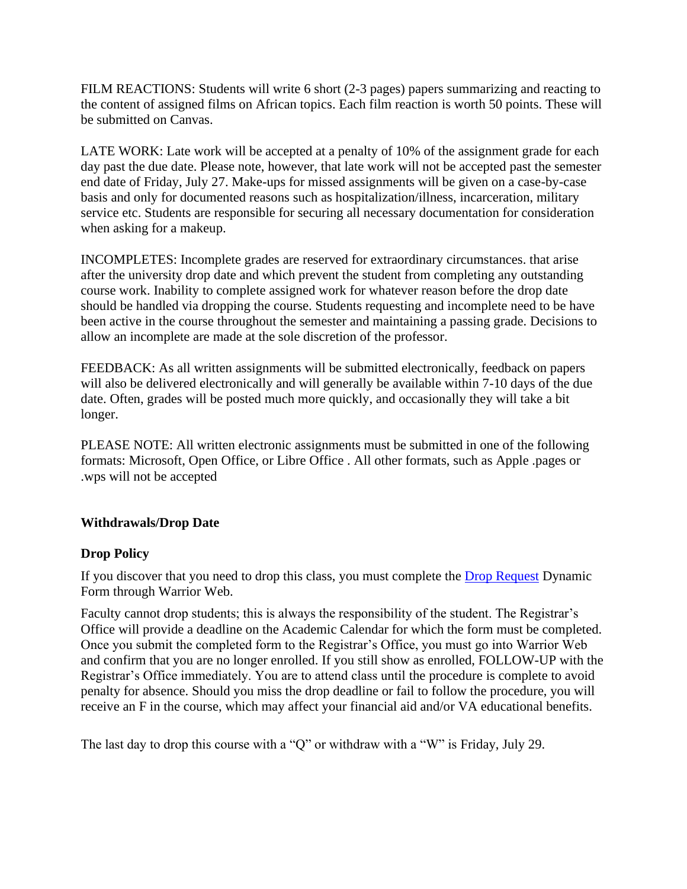FILM REACTIONS: Students will write 6 short (2-3 pages) papers summarizing and reacting to the content of assigned films on African topics. Each film reaction is worth 50 points. These will be submitted on Canvas.

LATE WORK: Late work will be accepted at a penalty of 10% of the assignment grade for each day past the due date. Please note, however, that late work will not be accepted past the semester end date of Friday, July 27. Make-ups for missed assignments will be given on a case-by-case basis and only for documented reasons such as hospitalization/illness, incarceration, military service etc. Students are responsible for securing all necessary documentation for consideration when asking for a makeup.

INCOMPLETES: Incomplete grades are reserved for extraordinary circumstances. that arise after the university drop date and which prevent the student from completing any outstanding course work. Inability to complete assigned work for whatever reason before the drop date should be handled via dropping the course. Students requesting and incomplete need to be have been active in the course throughout the semester and maintaining a passing grade. Decisions to allow an incomplete are made at the sole discretion of the professor.

FEEDBACK: As all written assignments will be submitted electronically, feedback on papers will also be delivered electronically and will generally be available within 7-10 days of the due date. Often, grades will be posted much more quickly, and occasionally they will take a bit longer.

PLEASE NOTE: All written electronic assignments must be submitted in one of the following formats: Microsoft, Open Office, or Libre Office . All other formats, such as Apple .pages or .wps will not be accepted

**Withdrawals/Drop Date**

**Drop Policy**

If you discover that you need to drop this class, you must complete the [Drop Request] Dynamic Form through Warrior Web.

Faculty cannot drop students; this is always the responsibility of the student. The Registrar's Office will provide a deadline on the Academic Calendar for which the form must be completed. Once you submit the completed form to the Registrar's Office, you must go into Warrior Web and confirm that you are no longer enrolled. If you still show as enrolled, FOLLOW-UP with the Registrar's Office immediately. You are to attend class until the procedure is complete to avoid penalty for absence. Should you miss the drop deadline or fail to follow the procedure, you will receive an F in the course, which may affect your financial aid and/or VA educational benefits.

The last day to drop this course with a "Q" or withdraw with a "W" is Friday, July 29.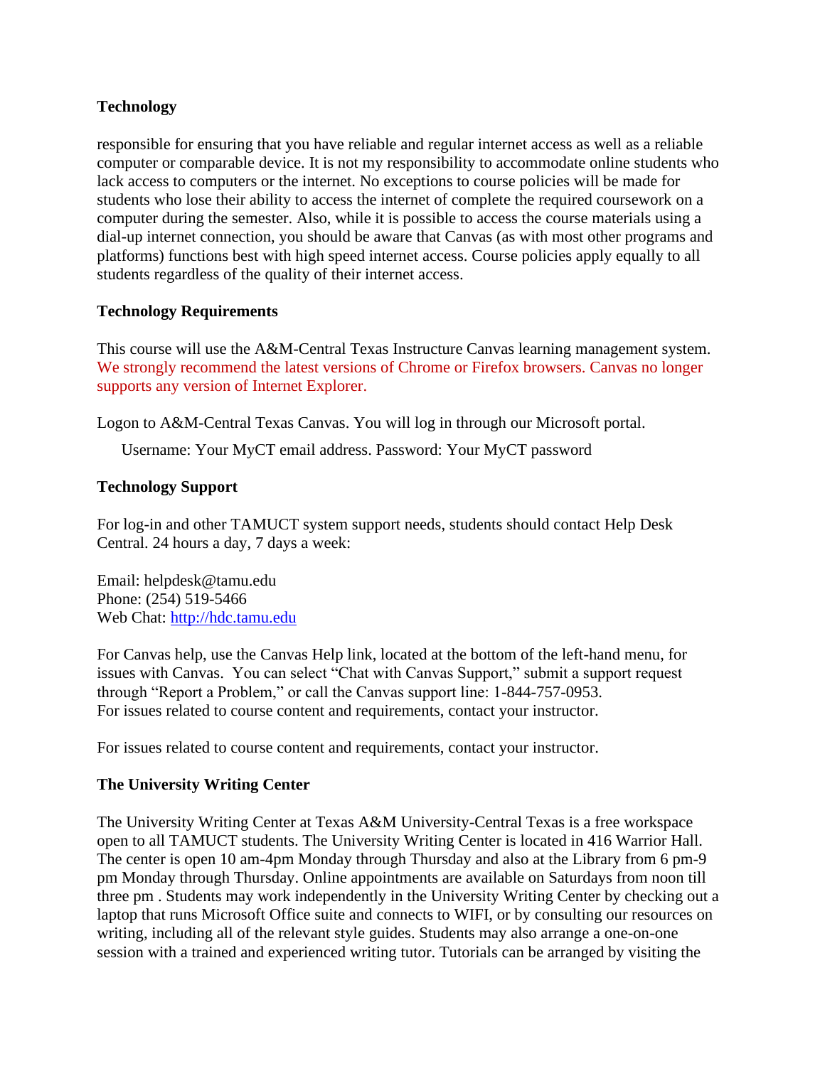**Technology**

responsible for ensuring that you have reliable and regular internet access as well as a reliable computer or comparable device. It is not my responsibility to accommodate online students who lack access to computers or the internet. No exceptions to course policies will be made for students who lose their ability to access the internet of complete the required coursework on a computer during the semester. Also, while it is possible to access the course materials using a dial-up internet connection, you should be aware that Canvas (as with most other programs and platforms) functions best with high speed internet access. Course policies apply equally to all students regardless of the quality of their internet access.

**Technology Requirements**

This course will use the A&M-Central Texas Instructure Canvas learning management system. We strongly recommend the latest versions of Chrome or Firefox browsers. Canvas no longer supports any version of Internet Explorer.

Logon to A&M-Central Texas Canvas. You will log in through our Microsoft portal.

Username: Your MyCT email address. Password: Your MyCT password

**Technology Support**

For log-in and other TAMUCT system support needs, students should contact Help Desk Central. 24 hours a day, 7 days a week:

Email: helpdesk@tamu.edu
Phone: (254) 519-5466
Web Chat: http://hdc.tamu.edu

For Canvas help, use the Canvas Help link, located at the bottom of the left-hand menu, for issues with Canvas. You can select "Chat with Canvas Support," submit a support request through "Report a Problem," or call the Canvas support line: 1-844-757-0953.
For issues related to course content and requirements, contact your instructor.

For issues related to course content and requirements, contact your instructor.

**The University Writing Center**

The University Writing Center at Texas A&M University-Central Texas is a free workspace open to all TAMUCT students. The University Writing Center is located in 416 Warrior Hall. The center is open 10 am-4pm Monday through Thursday and also at the Library from 6 pm-9 pm Monday through Thursday. Online appointments are available on Saturdays from noon till three pm . Students may work independently in the University Writing Center by checking out a laptop that runs Microsoft Office suite and connects to WIFI, or by consulting our resources on writing, including all of the relevant style guides. Students may also arrange a one-on-one session with a trained and experienced writing tutor. Tutorials can be arranged by visiting the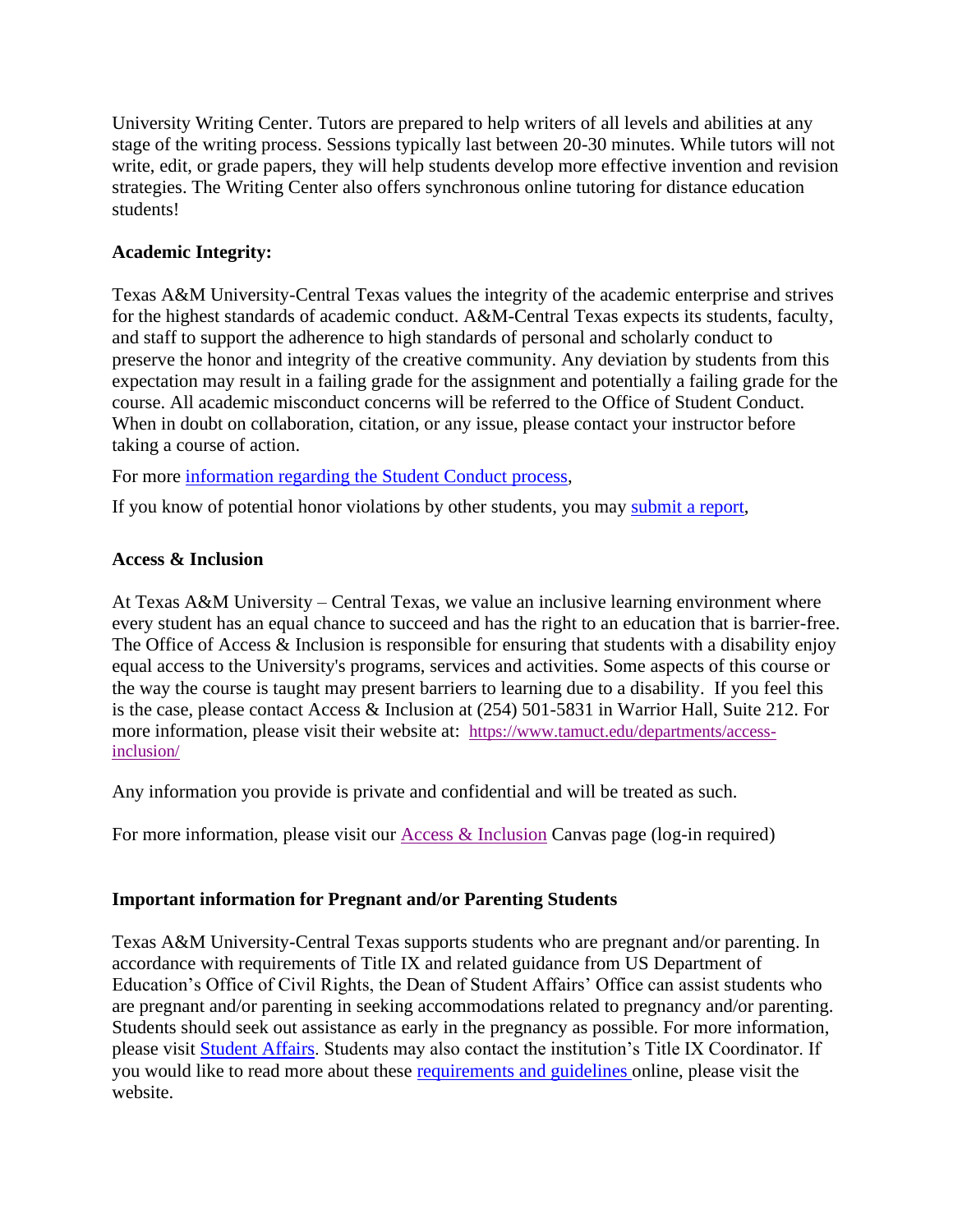University Writing Center. Tutors are prepared to help writers of all levels and abilities at any stage of the writing process. Sessions typically last between 20-30 minutes. While tutors will not write, edit, or grade papers, they will help students develop more effective invention and revision strategies. The Writing Center also offers synchronous online tutoring for distance education students!

**Academic Integrity:**

Texas A&M University-Central Texas values the integrity of the academic enterprise and strives for the highest standards of academic conduct. A&M-Central Texas expects its students, faculty, and staff to support the adherence to high standards of personal and scholarly conduct to preserve the honor and integrity of the creative community. Any deviation by students from this expectation may result in a failing grade for the assignment and potentially a failing grade for the course. All academic misconduct concerns will be referred to the Office of Student Conduct. When in doubt on collaboration, citation, or any issue, please contact your instructor before taking a course of action.

For more information regarding the Student Conduct process,

If you know of potential honor violations by other students, you may submit a report,

**Access & Inclusion**

At Texas A&M University – Central Texas, we value an inclusive learning environment where every student has an equal chance to succeed and has the right to an education that is barrier-free. The Office of Access & Inclusion is responsible for ensuring that students with a disability enjoy equal access to the University's programs, services and activities. Some aspects of this course or the way the course is taught may present barriers to learning due to a disability. If you feel this is the case, please contact Access & Inclusion at (254) 501-5831 in Warrior Hall, Suite 212. For more information, please visit their website at: https://www.tamuct.edu/departments/access-inclusion/

Any information you provide is private and confidential and will be treated as such.

For more information, please visit our Access & Inclusion Canvas page (log-in required)

**Important information for Pregnant and/or Parenting Students**

Texas A&M University-Central Texas supports students who are pregnant and/or parenting. In accordance with requirements of Title IX and related guidance from US Department of Education's Office of Civil Rights, the Dean of Student Affairs' Office can assist students who are pregnant and/or parenting in seeking accommodations related to pregnancy and/or parenting. Students should seek out assistance as early in the pregnancy as possible. For more information, please visit Student Affairs. Students may also contact the institution's Title IX Coordinator. If you would like to read more about these requirements and guidelines online, please visit the website.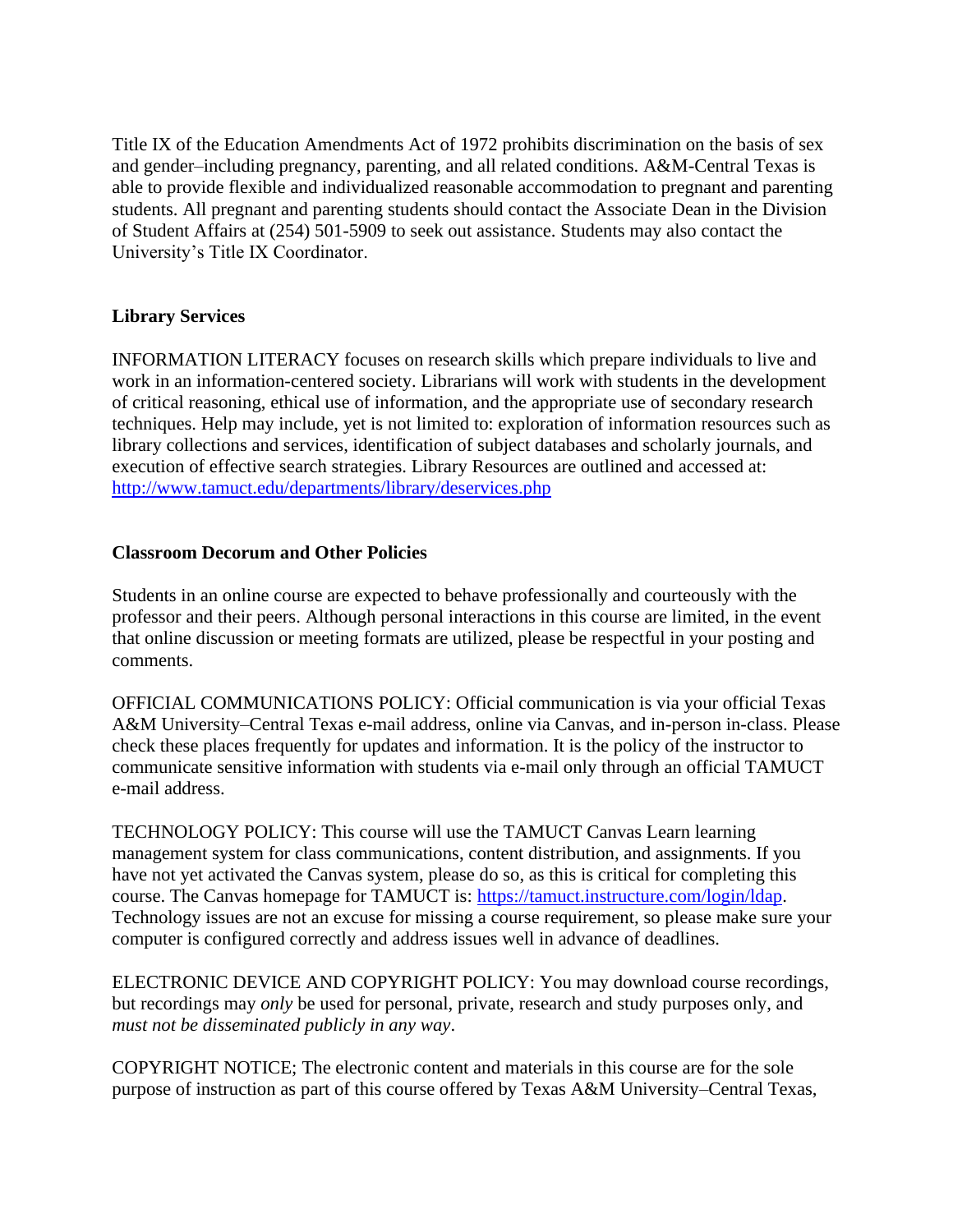Title IX of the Education Amendments Act of 1972 prohibits discrimination on the basis of sex and gender–including pregnancy, parenting, and all related conditions. A&M-Central Texas is able to provide flexible and individualized reasonable accommodation to pregnant and parenting students. All pregnant and parenting students should contact the Associate Dean in the Division of Student Affairs at (254) 501-5909 to seek out assistance. Students may also contact the University's Title IX Coordinator.

**Library Services**

INFORMATION LITERACY focuses on research skills which prepare individuals to live and work in an information-centered society. Librarians will work with students in the development of critical reasoning, ethical use of information, and the appropriate use of secondary research techniques. Help may include, yet is not limited to: exploration of information resources such as library collections and services, identification of subject databases and scholarly journals, and execution of effective search strategies. Library Resources are outlined and accessed at: [http://www.tamuct.edu/departments/library/deservices.php](http://www.tamuct.edu/departments/library/deservices.php)

**Classroom Decorum and Other Policies**

Students in an online course are expected to behave professionally and courteously with the professor and their peers. Although personal interactions in this course are limited, in the event that online discussion or meeting formats are utilized, please be respectful in your posting and comments.

OFFICIAL COMMUNICATIONS POLICY: Official communication is via your official Texas A&M University–Central Texas e-mail address, online via Canvas, and in-person in-class. Please check these places frequently for updates and information. It is the policy of the instructor to communicate sensitive information with students via e-mail only through an official TAMUCT e-mail address.

TECHNOLOGY POLICY: This course will use the TAMUCT Canvas Learn learning management system for class communications, content distribution, and assignments. If you have not yet activated the Canvas system, please do so, as this is critical for completing this course. The Canvas homepage for TAMUCT is: [https://tamuct.instructure.com/login/ldap](https://tamuct.instructure.com/login/ldap). Technology issues are not an excuse for missing a course requirement, so please make sure your computer is configured correctly and address issues well in advance of deadlines.

ELECTRONIC DEVICE AND COPYRIGHT POLICY: You may download course recordings, but recordings may *only* be used for personal, private, research and study purposes only, and *must not be disseminated publicly in any way*.

COPYRIGHT NOTICE; The electronic content and materials in this course are for the sole purpose of instruction as part of this course offered by Texas A&M University–Central Texas,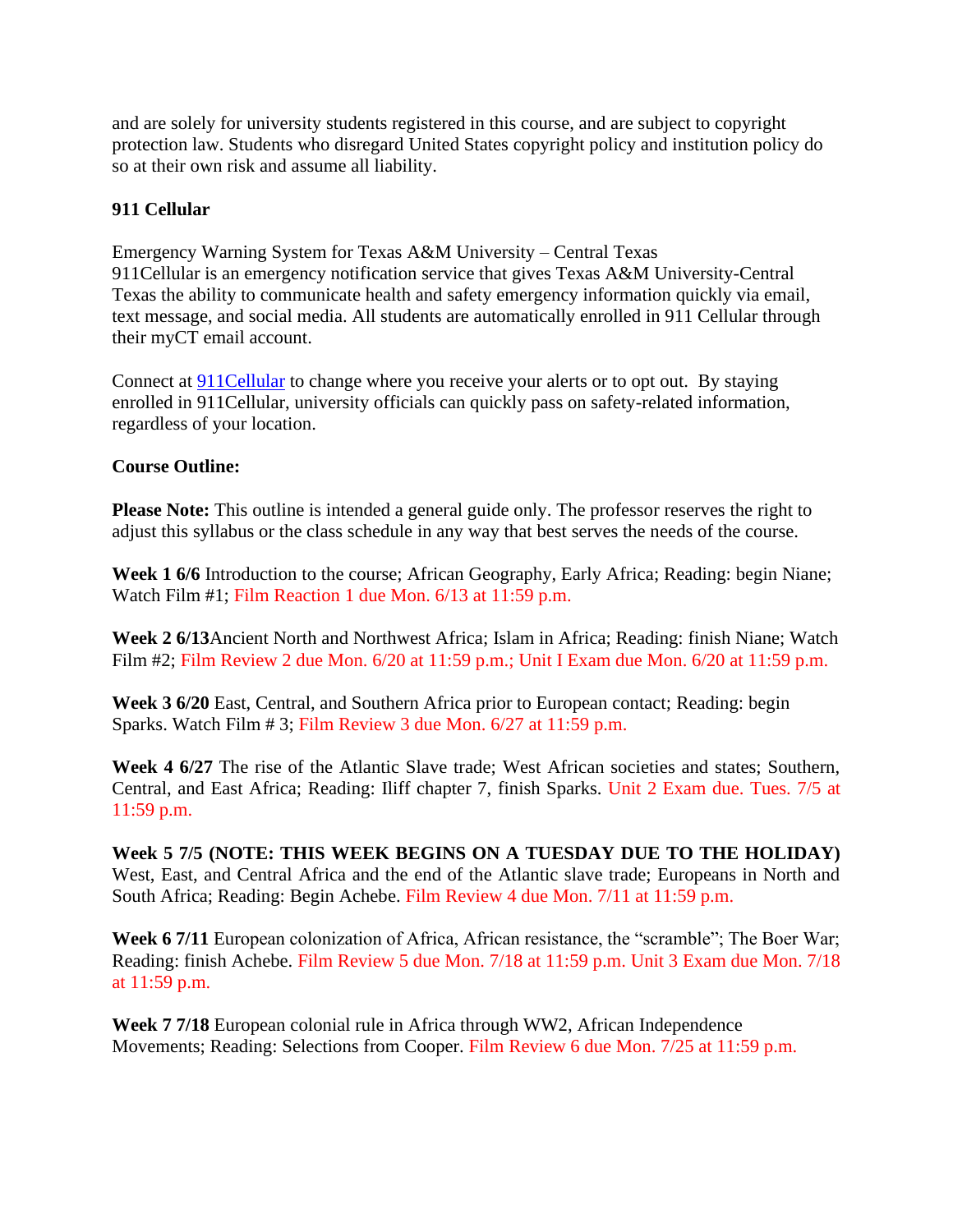and are solely for university students registered in this course, and are subject to copyright protection law. Students who disregard United States copyright policy and institution policy do so at their own risk and assume all liability.

**911 Cellular**

Emergency Warning System for Texas A&M University – Central Texas
911Cellular is an emergency notification service that gives Texas A&M University-Central Texas the ability to communicate health and safety emergency information quickly via email, text message, and social media. All students are automatically enrolled in 911 Cellular through their myCT email account.

Connect at [911Cellular](911Cellular) to change where you receive your alerts or to opt out. By staying enrolled in 911Cellular, university officials can quickly pass on safety-related information, regardless of your location.

**Course Outline:**

**Please Note:** This outline is intended a general guide only. The professor reserves the right to adjust this syllabus or the class schedule in any way that best serves the needs of the course.

**Week 1 6/6** Introduction to the course; African Geography, Early Africa; Reading: begin Niane; Watch Film #1; Film Reaction 1 due Mon. 6/13 at 11:59 p.m.

**Week 2 6/13**Ancient North and Northwest Africa; Islam in Africa; Reading: finish Niane; Watch Film #2; Film Review 2 due Mon. 6/20 at 11:59 p.m.; Unit I Exam due Mon. 6/20 at 11:59 p.m.

**Week 3 6/20** East, Central, and Southern Africa prior to European contact; Reading: begin Sparks. Watch Film # 3; Film Review 3 due Mon. 6/27 at 11:59 p.m.

**Week 4 6/27** The rise of the Atlantic Slave trade; West African societies and states; Southern, Central, and East Africa; Reading: Iliff chapter 7, finish Sparks. Unit 2 Exam due. Tues. 7/5 at 11:59 p.m.

**Week 5 7/5 (NOTE: THIS WEEK BEGINS ON A TUESDAY DUE TO THE HOLIDAY)** West, East, and Central Africa and the end of the Atlantic slave trade; Europeans in North and South Africa; Reading: Begin Achebe. Film Review 4 due Mon. 7/11 at 11:59 p.m.

**Week 6 7/11** European colonization of Africa, African resistance, the "scramble"; The Boer War; Reading: finish Achebe. Film Review 5 due Mon. 7/18 at 11:59 p.m. Unit 3 Exam due Mon. 7/18 at 11:59 p.m.

**Week 7 7/18** European colonial rule in Africa through WW2, African Independence Movements; Reading: Selections from Cooper. Film Review 6 due Mon. 7/25 at 11:59 p.m.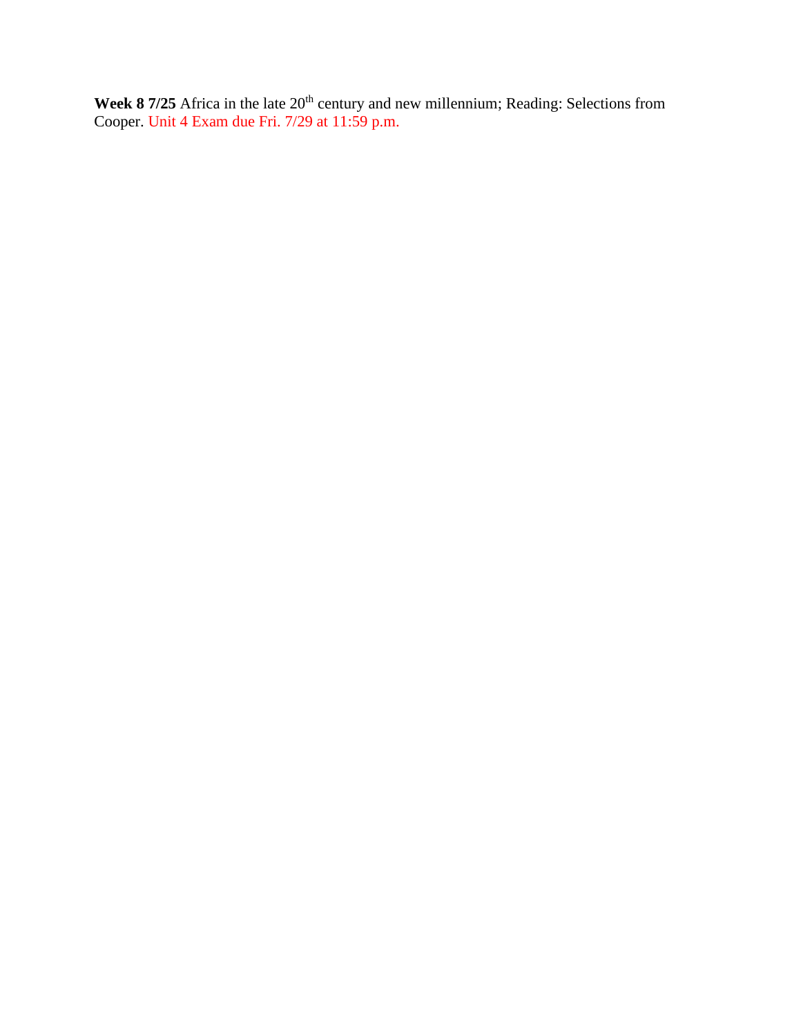**Week 8 7/25** Africa in the late 20th century and new millennium; Reading: Selections from Cooper. Unit 4 Exam due Fri. 7/29 at 11:59 p.m.